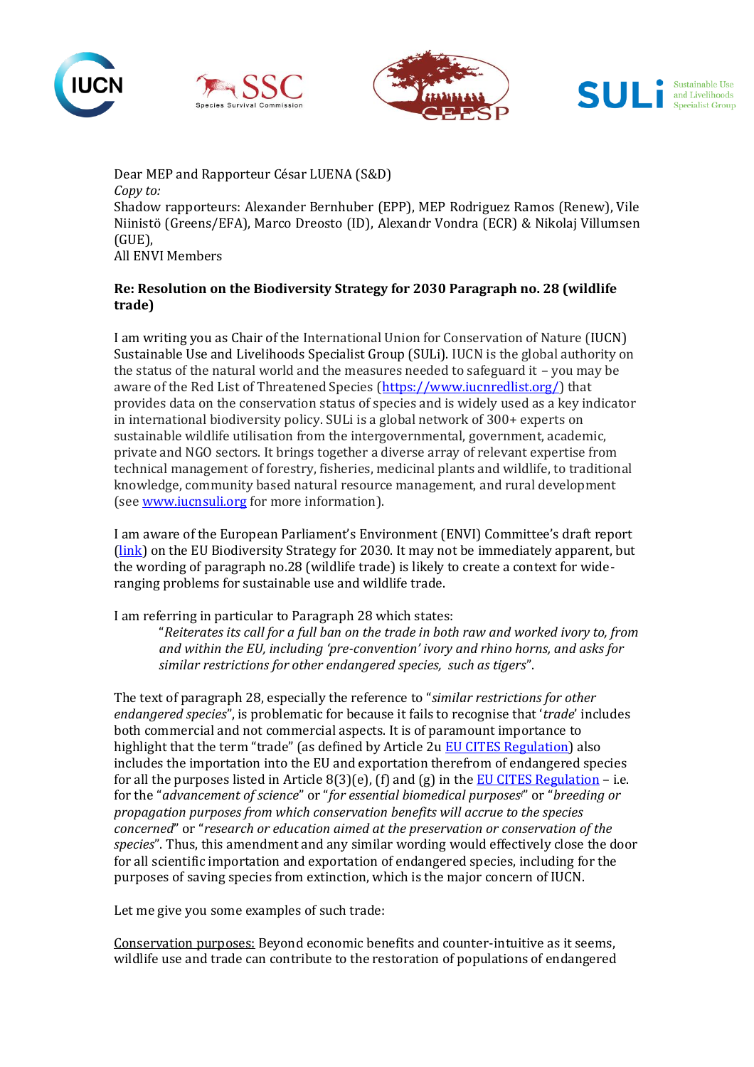Dear MEP and Rapporteur César LUENA (S&D)
*Copy to:*
Shadow rapporteurs: Alexander Bernhuber (EPP), MEP Rodriguez Ramos (Renew), Vile Niinistö (Greens/EFA), Marco Dreosto (ID), Alexandr Vondra (ECR) & Nikolaj Villumsen (GUE),
All ENVI Members

**Re: Resolution on the Biodiversity Strategy for 2030 Paragraph no. 28 (wildlife trade)**

I am writing you as Chair of the International Union for Conservation of Nature (IUCN) Sustainable Use and Livelihoods Specialist Group (SULi). IUCN is the global authority on the status of the natural world and the measures needed to safeguard it – you may be aware of the Red List of Threatened Species (https://www.iucnredlist.org/) that provides data on the conservation status of species and is widely used as a key indicator in international biodiversity policy. SULi is a global network of 300+ experts on sustainable wildlife utilisation from the intergovernmental, government, academic, private and NGO sectors. It brings together a diverse array of relevant expertise from technical management of forestry, fisheries, medicinal plants and wildlife, to traditional knowledge, community based natural resource management, and rural development (see www.iucnsuli.org for more information).

I am aware of the European Parliament's Environment (ENVI) Committee's draft report (link) on the EU Biodiversity Strategy for 2030. It may not be immediately apparent, but the wording of paragraph no.28 (wildlife trade) is likely to create a context for wide-ranging problems for sustainable use and wildlife trade.

I am referring in particular to Paragraph 28 which states:

> "*Reiterates its call for a full ban on the trade in both raw and worked ivory to, from and within the EU, including 'pre-convention' ivory and rhino horns, and asks for similar restrictions for other endangered species, such as tigers*".

The text of paragraph 28, especially the reference to "*similar restrictions for other endangered species*", is problematic for because it fails to recognise that '*trade*' includes both commercial and not commercial aspects. It is of paramount importance to highlight that the term "trade" (as defined by Article 2u EU CITES Regulation) also includes the importation into the EU and exportation therefrom of endangered species for all the purposes listed in Article 8(3)(e), (f) and (g) in the EU CITES Regulation – i.e. for the "*advancement of science*" or "*for essential biomedical purposes*" or "*breeding or propagation purposes from which conservation benefits will accrue to the species concerned*" or "*research or education aimed at the preservation or conservation of the species*". Thus, this amendment and any similar wording would effectively close the door for all scientific importation and exportation of endangered species, including for the purposes of saving species from extinction, which is the major concern of IUCN.

Let me give you some examples of such trade:

Conservation purposes: Beyond economic benefits and counter-intuitive as it seems, wildlife use and trade can contribute to the restoration of populations of endangered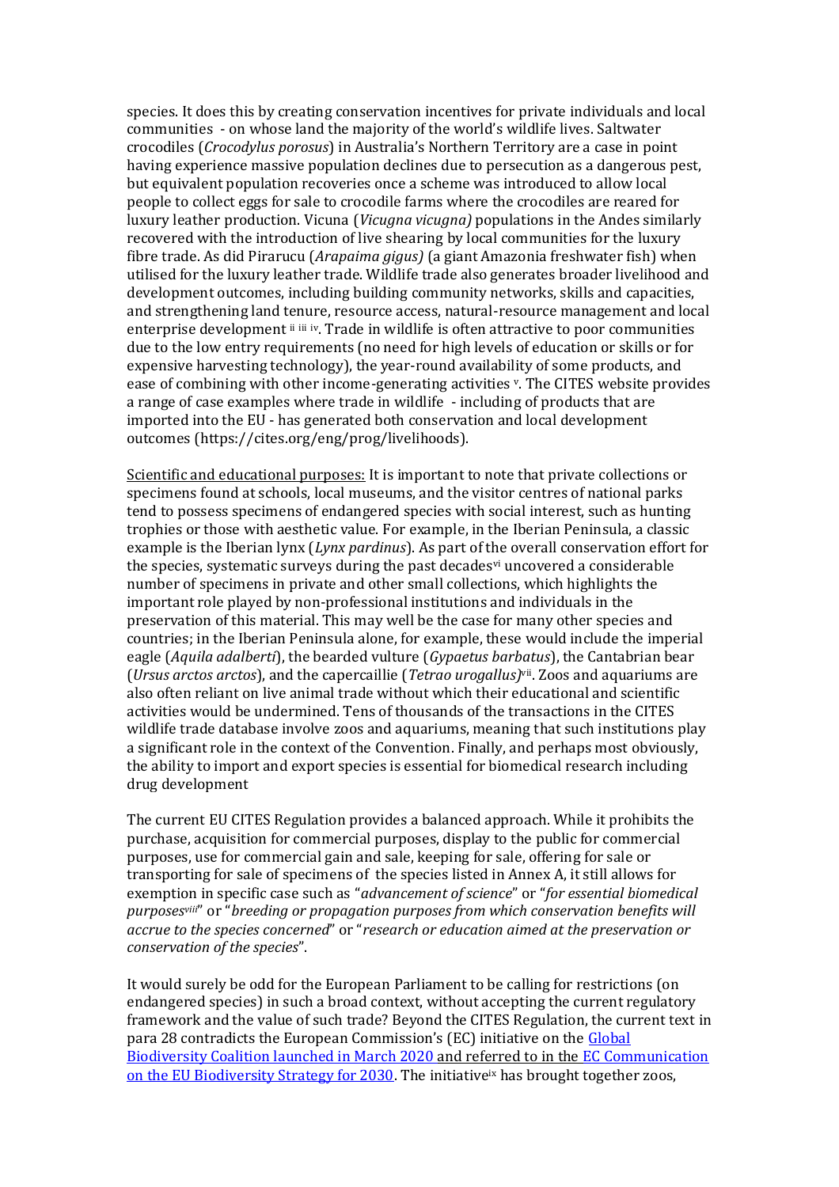species. It does this by creating conservation incentives for private individuals and local communities - on whose land the majority of the world's wildlife lives. Saltwater crocodiles (*Crocodylus porosus*) in Australia's Northern Territory are a case in point having experience massive population declines due to persecution as a dangerous pest, but equivalent population recoveries once a scheme was introduced to allow local people to collect eggs for sale to crocodile farms where the crocodiles are reared for luxury leather production. Vicuna (*Vicugna vicugna)* populations in the Andes similarly recovered with the introduction of live shearing by local communities for the luxury fibre trade. As did Pirarucu (*Arapaima gigus)* (a giant Amazonia freshwater fish) when utilised for the luxury leather trade. Wildlife trade also generates broader livelihood and development outcomes, including building community networks, skills and capacities, and strengthening land tenure, resource access, natural-resource management and local enterprise development [ii] [iii] [iv]. Trade in wildlife is often attractive to poor communities due to the low entry requirements (no need for high levels of education or skills or for expensive harvesting technology), the year-round availability of some products, and ease of combining with other income-generating activities [v]. The CITES website provides a range of case examples where trade in wildlife - including of products that are imported into the EU - has generated both conservation and local development outcomes (https://cites.org/eng/prog/livelihoods).

Scientific and educational purposes: It is important to note that private collections or specimens found at schools, local museums, and the visitor centres of national parks tend to possess specimens of endangered species with social interest, such as hunting trophies or those with aesthetic value. For example, in the Iberian Peninsula, a classic example is the Iberian lynx (*Lynx pardinus*). As part of the overall conservation effort for the species, systematic surveys during the past decades[vi] uncovered a considerable number of specimens in private and other small collections, which highlights the important role played by non-professional institutions and individuals in the preservation of this material. This may well be the case for many other species and countries; in the Iberian Peninsula alone, for example, these would include the imperial eagle (*Aquila adalberti*), the bearded vulture (*Gypaetus barbatus*), the Cantabrian bear (*Ursus arctos arctos*), and the capercaillie (*Tetrao urogallus)*[vii]. Zoos and aquariums are also often reliant on live animal trade without which their educational and scientific activities would be undermined. Tens of thousands of the transactions in the CITES wildlife trade database involve zoos and aquariums, meaning that such institutions play a significant role in the context of the Convention. Finally, and perhaps most obviously, the ability to import and export species is essential for biomedical research including drug development

The current EU CITES Regulation provides a balanced approach. While it prohibits the purchase, acquisition for commercial purposes, display to the public for commercial purposes, use for commercial gain and sale, keeping for sale, offering for sale or transporting for sale of specimens of the species listed in Annex A, it still allows for exemption in specific case such as "*advancement of science*" or "*for essential biomedical purposes*[viii]" or "*breeding or propagation purposes from which conservation benefits will accrue to the species concerned*" or "*research or education aimed at the preservation or conservation of the species*".

It would surely be odd for the European Parliament to be calling for restrictions (on endangered species) in such a broad context, without accepting the current regulatory framework and the value of such trade? Beyond the CITES Regulation, the current text in para 28 contradicts the European Commission's (EC) initiative on the Global Biodiversity Coalition launched in March 2020 and referred to in the EC Communication on the EU Biodiversity Strategy for 2030. The initiative[ix] has brought together zoos,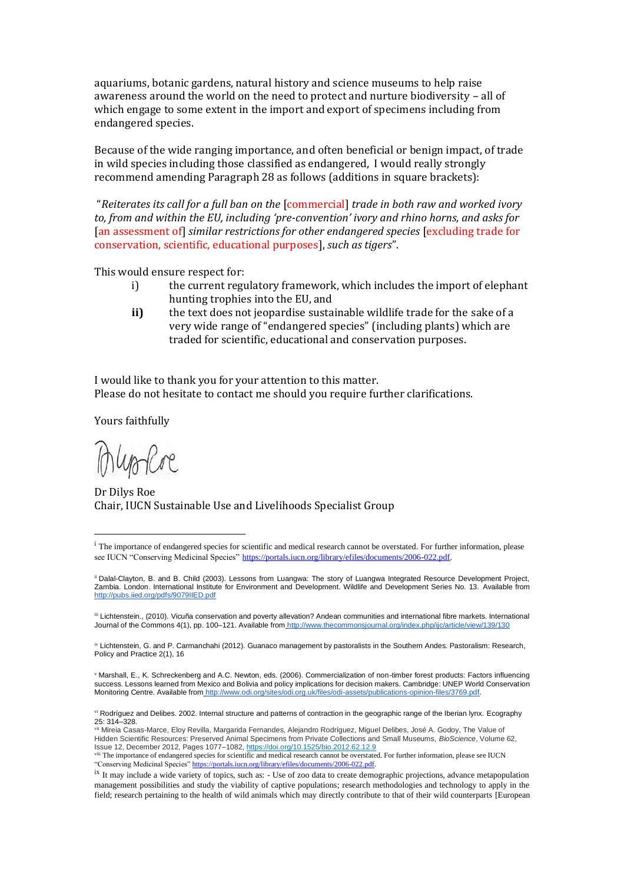aquariums, botanic gardens, natural history and science museums to help raise awareness around the world on the need to protect and nurture biodiversity – all of which engage to some extent in the import and export of specimens including from endangered species.

Because of the wide ranging importance, and often beneficial or benign impact, of trade in wild species including those classified as endangered, I would really strongly recommend amending Paragraph 28 as follows (additions in square brackets):

"*Reiterates its call for a full ban on the* [commercial] *trade in both raw and worked ivory to, from and within the EU, including 'pre-convention' ivory and rhino horns, and asks for* [an assessment of] *similar restrictions for other endangered species* [excluding trade for conservation, scientific, educational purposes], *such as tigers*".

This would ensure respect for:

i) the current regulatory framework, which includes the import of elephant hunting trophies into the EU, and

**ii)** the text does not jeopardise sustainable wildlife trade for the sake of a very wide range of "endangered species" (including plants) which are traded for scientific, educational and conservation purposes.

I would like to thank you for your attention to this matter.
Please do not hesitate to contact me should you require further clarifications.

Yours faithfully

Dr Dilys Roe
Chair, IUCN Sustainable Use and Livelihoods Specialist Group

---

[i] The importance of endangered species for scientific and medical research cannot be overstated. For further information, please see IUCN "Conserving Medicinal Species" https://portals.iucn.org/library/efiles/documents/2006-022.pdf.

[ii] Dalal-Clayton, B. and B. Child (2003). Lessons from Luangwa: The story of Luangwa Integrated Resource Development Project, Zambia. London. International Institute for Environment and Development. Wildlife and Development Series No. 13. Available from http://pubs.iied.org/pdfs/9079IIED.pdf

[iii] Lichtenstein., (2010). Vicuña conservation and poverty allevation? Andean communities and international fibre markets. International Journal of the Commons 4(1), pp. 100–121. Available from http://www.thecommonsjournal.org/index.php/ijc/article/view/139/130

[iv] Lichtenstein, G. and P. Carmanchahi (2012). Guanaco management by pastoralists in the Southern Andes. Pastoralism: Research, Policy and Practice 2(1), 16

[v] Marshall, E., K. Schreckenberg and A.C. Newton, eds. (2006). Commercialization of non-timber forest products: Factors influencing success. Lessons learned from Mexico and Bolivia and policy implications for decision makers. Cambridge: UNEP World Conservation Monitoring Centre. Available from http://www.odi.org/sites/odi.org.uk/files/odi-assets/publications-opinion-files/3769.pdf.

[vi] Rodríguez and Delibes. 2002. Internal structure and patterns of contraction in the geographic range of the Iberian lynx. Ecography 25: 314–328.

[vii] Mireia Casas-Marce, Eloy Revilla, Margarida Fernandes, Alejandro Rodríguez, Miguel Delibes, José A. Godoy, The Value of Hidden Scientific Resources: Preserved Animal Specimens from Private Collections and Small Museums, *BioScience*, Volume 62, Issue 12, December 2012, Pages 1077–1082, https://doi.org/10.1525/bio.2012.62.12.9

[viii] The importance of endangered species for scientific and medical research cannot be overstated. For further information, please see IUCN "Conserving Medicinal Species" https://portals.iucn.org/library/efiles/documents/2006-022.pdf.

[ix] It may include a wide variety of topics, such as: - Use of zoo data to create demographic projections, advance metapopulation management possibilities and study the viability of captive populations; research methodologies and technology to apply in the field; research pertaining to the health of wild animals which may directly contribute to that of their wild counterparts [European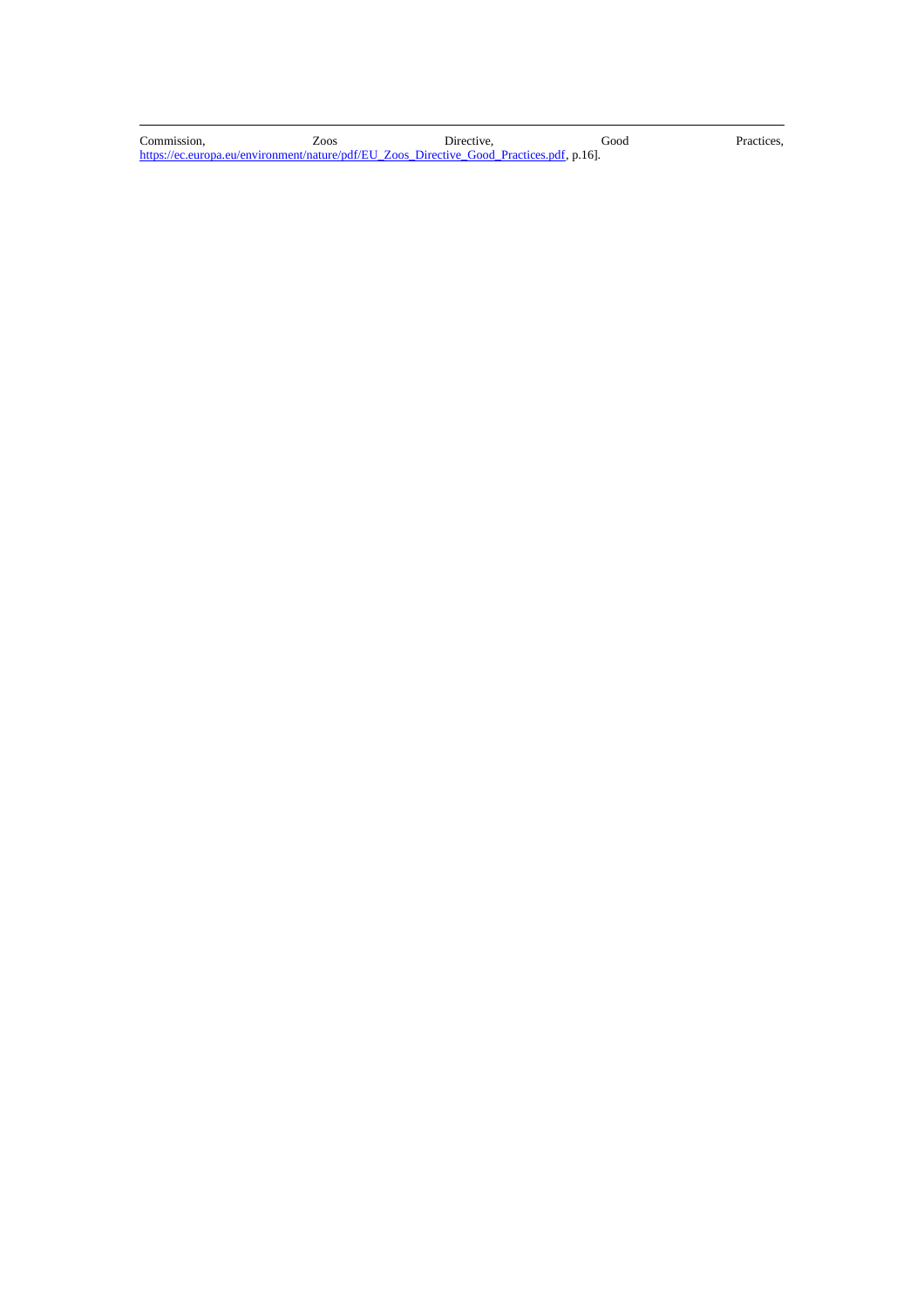Commission, Zoos Directive, Good Practices, https://ec.europa.eu/environment/nature/pdf/EU_Zoos_Directive_Good_Practices.pdf, p.16].